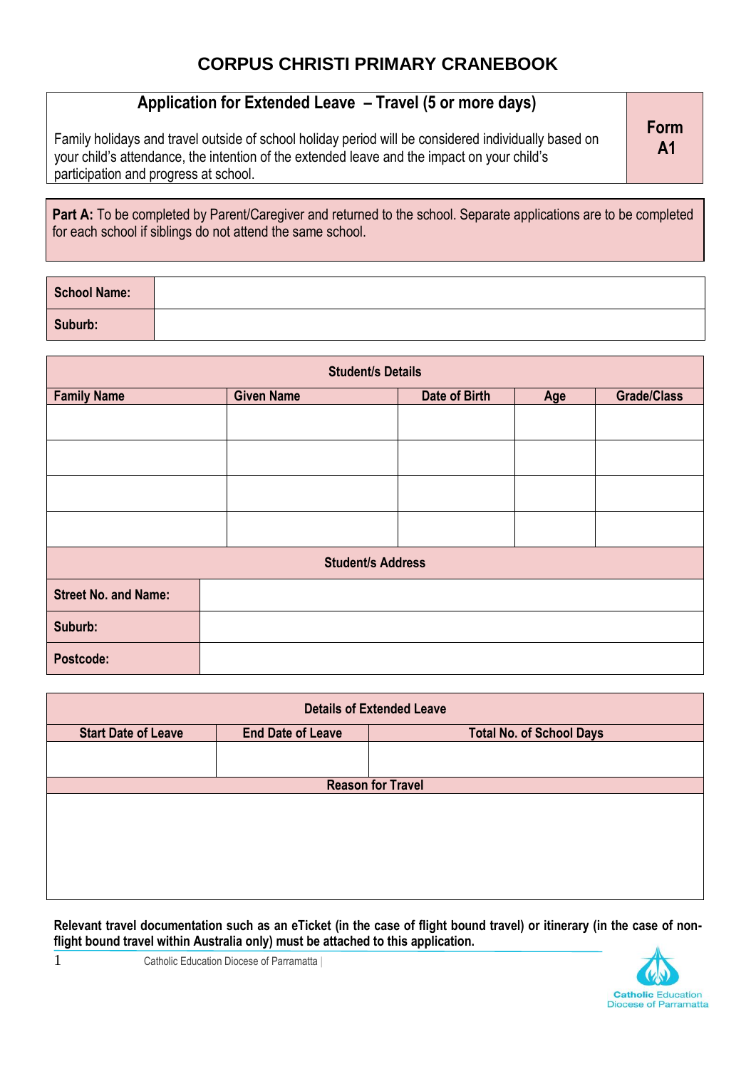# CORPUS CHRISTI PRIMARY CRANEBOOK

## Application for Extended Leave – Travel (5 or more days)

**Form A1**

Family holidays and travel outside of school holiday period will be considered individually based on your child's attendance, the intention of the extended leave and the impact on your child's participation and progress at school.

**Part A:** To be completed by Parent/Caregiver and returned to the school. Separate applications are to be completed for each school if siblings do not attend the same school.

| | |
|---|---|
| **School Name:** | |
| **Suburb:** | |

| **Student/s Details** | | | | |
|---|---|---|---|---|
| **Family Name** | **Given Name** | **Date of Birth** | **Age** | **Grade/Class** |
| | | | | |
| | | | | |
| | | | | |
| | | | | |

| **Student/s Address** | |
|---|---|
| **Street No. and Name:** | |
| **Suburb:** | |
| **Postcode:** | |

| **Details of Extended Leave** | | |
|---|---|---|
| **Start Date of Leave** | **End Date of Leave** | **Total No. of School Days** |
| | | |
| **Reason for Travel** | | |
| | | |

**Relevant travel documentation such as an eTicket (in the case of flight bound travel) or itinerary (in the case of non-flight bound travel within Australia only) must be attached to this application.**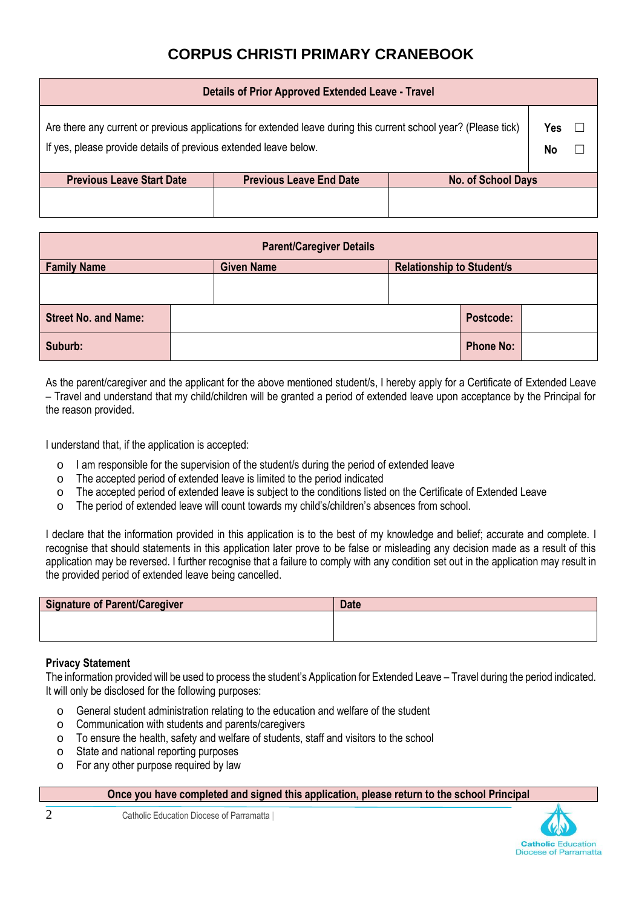# CORPUS CHRISTI PRIMARY CRANEBOOK

| Details of Prior Approved Extended Leave - Travel | | |
|---|---|---|
| Are there any current or previous applications for extended leave during this current school year? (Please tick)<br>If yes, please provide details of previous extended leave below. | | Yes ☐<br>No ☐ |
| **Previous Leave Start Date** | **Previous Leave End Date** | **No. of School Days** |
| | | |

| Parent/Caregiver Details | | | |
|---|---|---|---|
| **Family Name** | **Given Name** | **Relationship to Student/s** | |
| | | | |
| **Street No. and Name:** | | **Postcode:** | |
| **Suburb:** | | **Phone No:** | |

As the parent/caregiver and the applicant for the above mentioned student/s, I hereby apply for a Certificate of Extended Leave – Travel and understand that my child/children will be granted a period of extended leave upon acceptance by the Principal for the reason provided.

I understand that, if the application is accepted:

- I am responsible for the supervision of the student/s during the period of extended leave
- The accepted period of extended leave is limited to the period indicated
- The accepted period of extended leave is subject to the conditions listed on the Certificate of Extended Leave
- The period of extended leave will count towards my child's/children's absences from school.

I declare that the information provided in this application is to the best of my knowledge and belief; accurate and complete. I recognise that should statements in this application later prove to be false or misleading any decision made as a result of this application may be reversed. I further recognise that a failure to comply with any condition set out in the application may result in the provided period of extended leave being cancelled.

| Signature of Parent/Caregiver | Date |
|---|---|
| | |

**Privacy Statement**

The information provided will be used to process the student's Application for Extended Leave – Travel during the period indicated. It will only be disclosed for the following purposes:

- General student administration relating to the education and welfare of the student
- Communication with students and parents/caregivers
- To ensure the health, safety and welfare of students, staff and visitors to the school
- State and national reporting purposes
- For any other purpose required by law

**Once you have completed and signed this application, please return to the school Principal**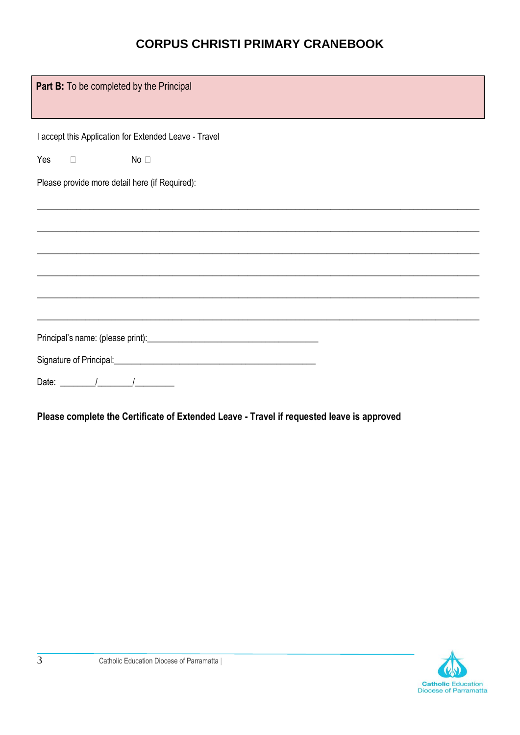# CORPUS CHRISTI PRIMARY CRANEBOOK

**Part B:** To be completed by the Principal

I accept this Application for Extended Leave - Travel

Yes ☐ No ☐

Please provide more detail here (if Required):

______________________________________________________________________________

______________________________________________________________________________

______________________________________________________________________________

______________________________________________________________________________

______________________________________________________________________________

______________________________________________________________________________

Principal's name: (please print):________________________________________

Signature of Principal:_____________________________________________

Date: ________/________/_________

**Please complete the Certificate of Extended Leave - Travel if requested leave is approved**